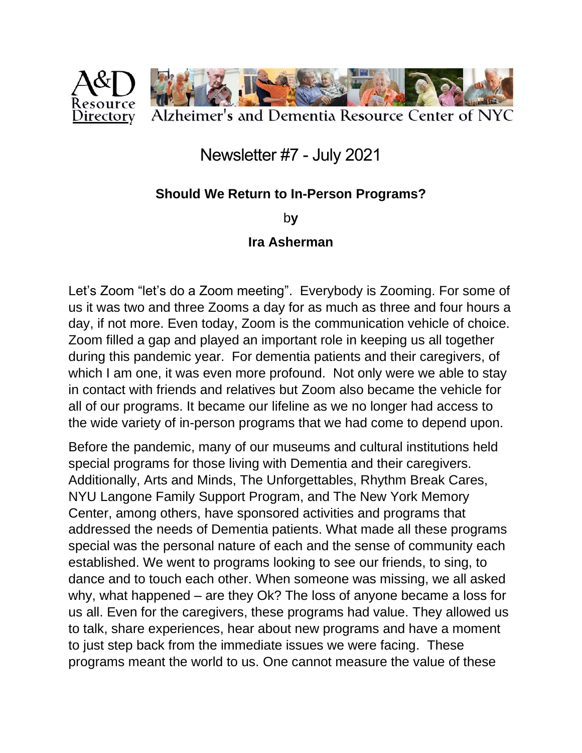A&D Resource Directory — Alzheimer's and Dementia Resource Center of NYC

# Newsletter #7 - July 2021

## Should We Return to In-Person Programs?

by

**Ira Asherman**

Let's Zoom "let's do a Zoom meeting". Everybody is Zooming. For some of us it was two and three Zooms a day for as much as three and four hours a day, if not more. Even today, Zoom is the communication vehicle of choice. Zoom filled a gap and played an important role in keeping us all together during this pandemic year. For dementia patients and their caregivers, of which I am one, it was even more profound. Not only were we able to stay in contact with friends and relatives but Zoom also became the vehicle for all of our programs. It became our lifeline as we no longer had access to the wide variety of in-person programs that we had come to depend upon.

Before the pandemic, many of our museums and cultural institutions held special programs for those living with Dementia and their caregivers. Additionally, Arts and Minds, The Unforgettables, Rhythm Break Cares, NYU Langone Family Support Program, and The New York Memory Center, among others, have sponsored activities and programs that addressed the needs of Dementia patients. What made all these programs special was the personal nature of each and the sense of community each established. We went to programs looking to see our friends, to sing, to dance and to touch each other. When someone was missing, we all asked why, what happened – are they Ok? The loss of anyone became a loss for us all. Even for the caregivers, these programs had value. They allowed us to talk, share experiences, hear about new programs and have a moment to just step back from the immediate issues we were facing. These programs meant the world to us. One cannot measure the value of these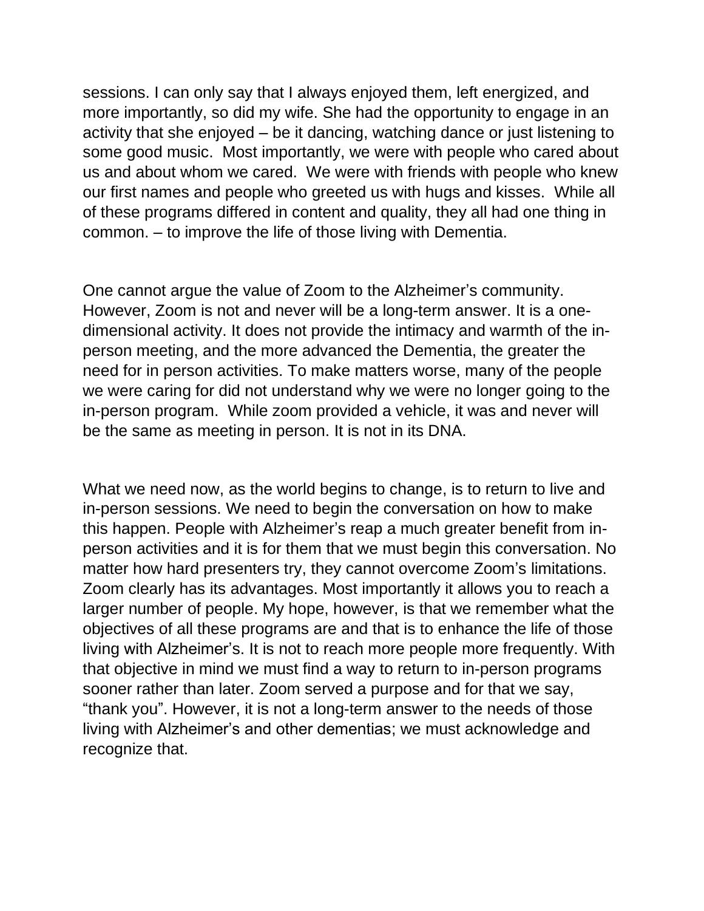sessions. I can only say that I always enjoyed them, left energized, and more importantly, so did my wife. She had the opportunity to engage in an activity that she enjoyed – be it dancing, watching dance or just listening to some good music. Most importantly, we were with people who cared about us and about whom we cared. We were with friends with people who knew our first names and people who greeted us with hugs and kisses. While all of these programs differed in content and quality, they all had one thing in common. – to improve the life of those living with Dementia.

One cannot argue the value of Zoom to the Alzheimer's community. However, Zoom is not and never will be a long-term answer. It is a one-dimensional activity. It does not provide the intimacy and warmth of the in-person meeting, and the more advanced the Dementia, the greater the need for in person activities. To make matters worse, many of the people we were caring for did not understand why we were no longer going to the in-person program. While zoom provided a vehicle, it was and never will be the same as meeting in person. It is not in its DNA.

What we need now, as the world begins to change, is to return to live and in-person sessions. We need to begin the conversation on how to make this happen. People with Alzheimer's reap a much greater benefit from in-person activities and it is for them that we must begin this conversation. No matter how hard presenters try, they cannot overcome Zoom's limitations. Zoom clearly has its advantages. Most importantly it allows you to reach a larger number of people. My hope, however, is that we remember what the objectives of all these programs are and that is to enhance the life of those living with Alzheimer's. It is not to reach more people more frequently. With that objective in mind we must find a way to return to in-person programs sooner rather than later. Zoom served a purpose and for that we say, "thank you". However, it is not a long-term answer to the needs of those living with Alzheimer's and other dementias; we must acknowledge and recognize that.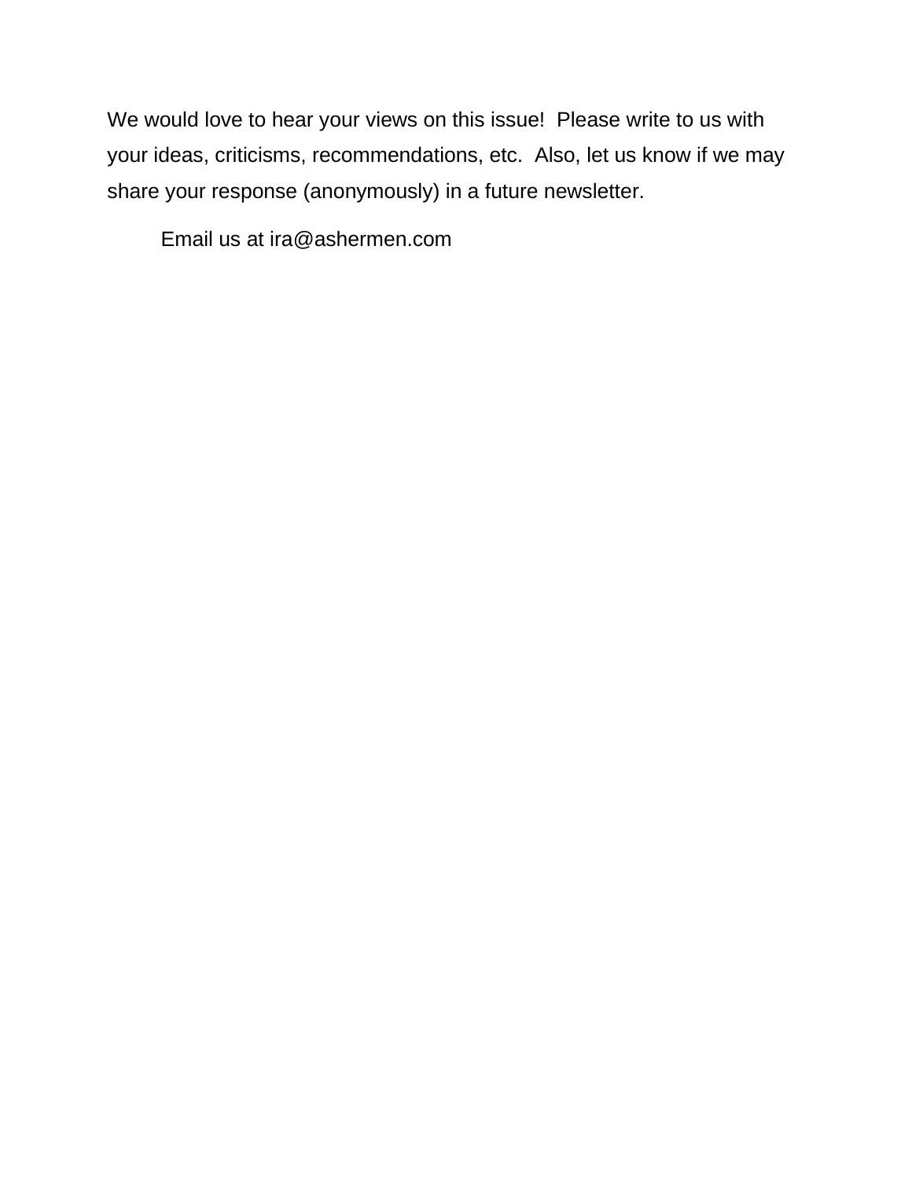We would love to hear your views on this issue! Please write to us with your ideas, criticisms, recommendations, etc. Also, let us know if we may share your response (anonymously) in a future newsletter.

Email us at ira@ashermen.com